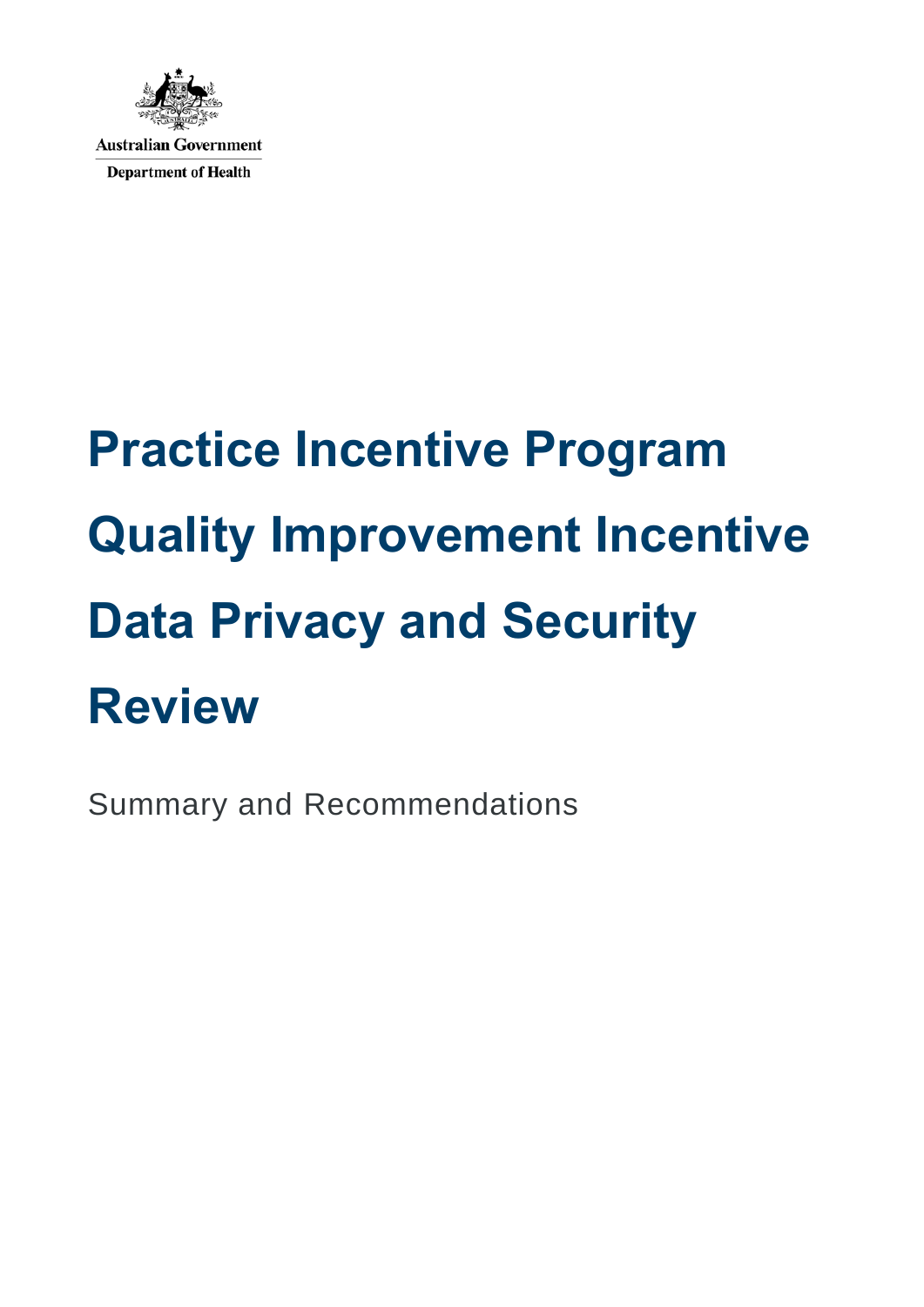Australian Government

Department of Health

# Practice Incentive Program Quality Improvement Incentive Data Privacy and Security Review

Summary and Recommendations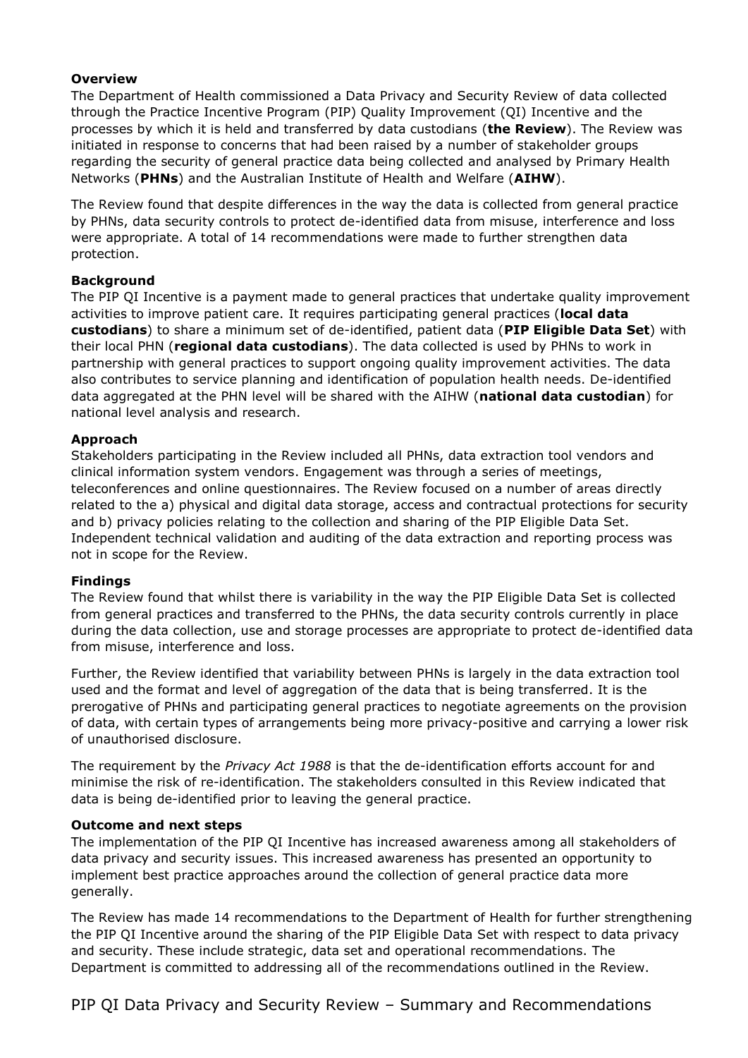**Overview**

The Department of Health commissioned a Data Privacy and Security Review of data collected through the Practice Incentive Program (PIP) Quality Improvement (QI) Incentive and the processes by which it is held and transferred by data custodians (**the Review**). The Review was initiated in response to concerns that had been raised by a number of stakeholder groups regarding the security of general practice data being collected and analysed by Primary Health Networks (**PHNs**) and the Australian Institute of Health and Welfare (**AIHW**).

The Review found that despite differences in the way the data is collected from general practice by PHNs, data security controls to protect de-identified data from misuse, interference and loss were appropriate. A total of 14 recommendations were made to further strengthen data protection.

**Background**

The PIP QI Incentive is a payment made to general practices that undertake quality improvement activities to improve patient care. It requires participating general practices (**local data custodians**) to share a minimum set of de-identified, patient data (**PIP Eligible Data Set**) with their local PHN (**regional data custodians**). The data collected is used by PHNs to work in partnership with general practices to support ongoing quality improvement activities. The data also contributes to service planning and identification of population health needs. De-identified data aggregated at the PHN level will be shared with the AIHW (**national data custodian**) for national level analysis and research.

**Approach**

Stakeholders participating in the Review included all PHNs, data extraction tool vendors and clinical information system vendors. Engagement was through a series of meetings, teleconferences and online questionnaires. The Review focused on a number of areas directly related to the a) physical and digital data storage, access and contractual protections for security and b) privacy policies relating to the collection and sharing of the PIP Eligible Data Set. Independent technical validation and auditing of the data extraction and reporting process was not in scope for the Review.

**Findings**

The Review found that whilst there is variability in the way the PIP Eligible Data Set is collected from general practices and transferred to the PHNs, the data security controls currently in place during the data collection, use and storage processes are appropriate to protect de-identified data from misuse, interference and loss.

Further, the Review identified that variability between PHNs is largely in the data extraction tool used and the format and level of aggregation of the data that is being transferred. It is the prerogative of PHNs and participating general practices to negotiate agreements on the provision of data, with certain types of arrangements being more privacy-positive and carrying a lower risk of unauthorised disclosure.

The requirement by the *Privacy Act 1988* is that the de-identification efforts account for and minimise the risk of re-identification. The stakeholders consulted in this Review indicated that data is being de-identified prior to leaving the general practice.

**Outcome and next steps**

The implementation of the PIP QI Incentive has increased awareness among all stakeholders of data privacy and security issues. This increased awareness has presented an opportunity to implement best practice approaches around the collection of general practice data more generally.

The Review has made 14 recommendations to the Department of Health for further strengthening the PIP QI Incentive around the sharing of the PIP Eligible Data Set with respect to data privacy and security. These include strategic, data set and operational recommendations. The Department is committed to addressing all of the recommendations outlined in the Review.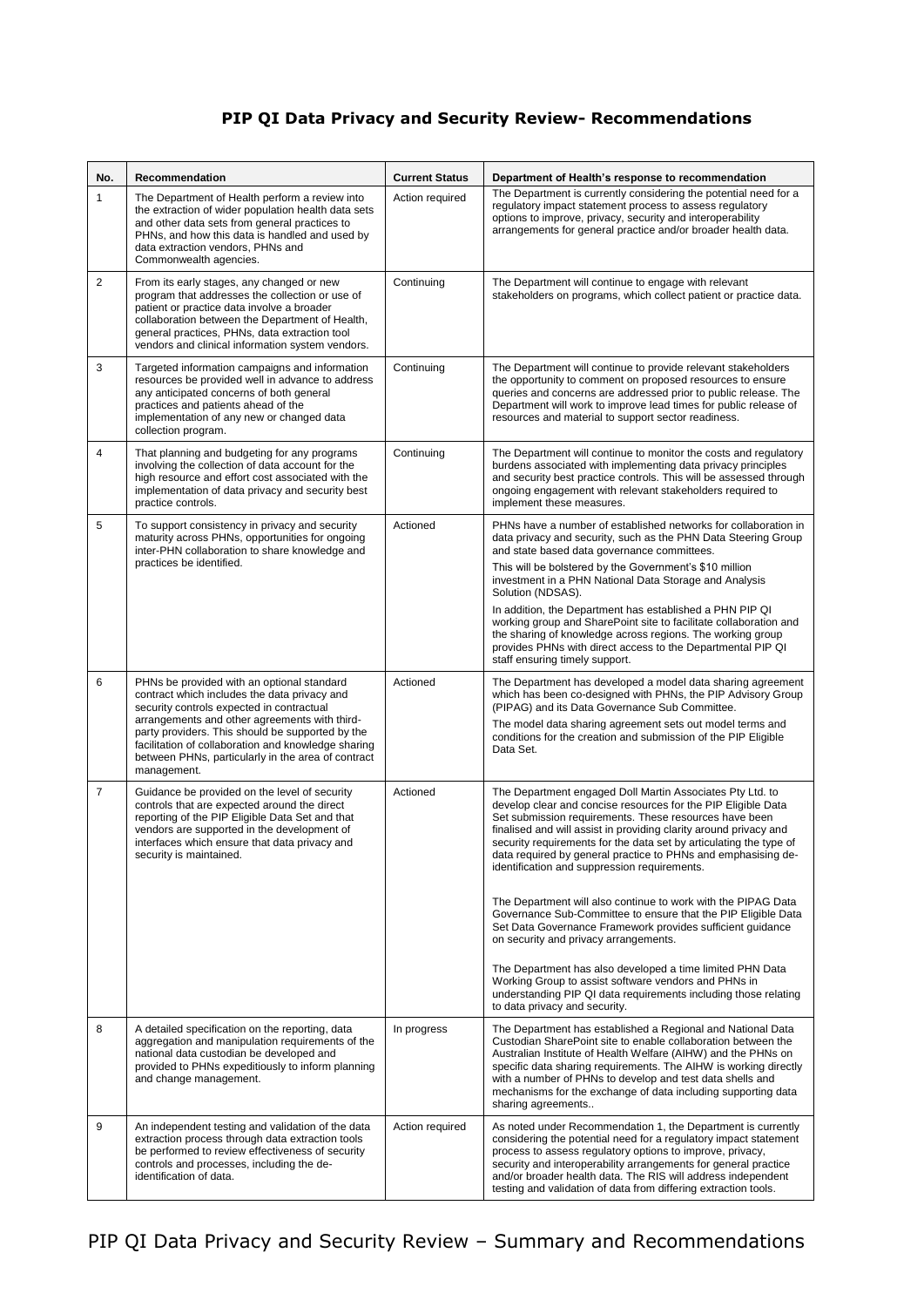## PIP QI Data Privacy and Security Review- Recommendations

| No. | Recommendation | Current Status | Department of Health's response to recommendation |
|---|---|---|---|
| 1 | The Department of Health perform a review into the extraction of wider population health data sets and other data sets from general practices to PHNs, and how this data is handled and used by data extraction vendors, PHNs and Commonwealth agencies. | Action required | The Department is currently considering the potential need for a regulatory impact statement process to assess regulatory options to improve, privacy, security and interoperability arrangements for general practice and/or broader health data. |
| 2 | From its early stages, any changed or new program that addresses the collection or use of patient or practice data involve a broader collaboration between the Department of Health, general practices, PHNs, data extraction tool vendors and clinical information system vendors. | Continuing | The Department will continue to engage with relevant stakeholders on programs, which collect patient or practice data. |
| 3 | Targeted information campaigns and information resources be provided well in advance to address any anticipated concerns of both general practices and patients ahead of the implementation of any new or changed data collection program. | Continuing | The Department will continue to provide relevant stakeholders the opportunity to comment on proposed resources to ensure queries and concerns are addressed prior to public release. The Department will work to improve lead times for public release of resources and material to support sector readiness. |
| 4 | That planning and budgeting for any programs involving the collection of data account for the high resource and effort cost associated with the implementation of data privacy and security best practice controls. | Continuing | The Department will continue to monitor the costs and regulatory burdens associated with implementing data privacy principles and security best practice controls. This will be assessed through ongoing engagement with relevant stakeholders required to implement these measures. |
| 5 | To support consistency in privacy and security maturity across PHNs, opportunities for ongoing inter-PHN collaboration to share knowledge and practices be identified. | Actioned | PHNs have a number of established networks for collaboration in data privacy and security, such as the PHN Data Steering Group and state based data governance committees.<br>This will be bolstered by the Government's $10 million investment in a PHN National Data Storage and Analysis Solution (NDSAS).<br>In addition, the Department has established a PHN PIP QI working group and SharePoint site to facilitate collaboration and the sharing of knowledge across regions. The working group provides PHNs with direct access to the Departmental PIP QI staff ensuring timely support. |
| 6 | PHNs be provided with an optional standard contract which includes the data privacy and security controls expected in contractual arrangements and other agreements with third-party providers. This should be supported by the facilitation of collaboration and knowledge sharing between PHNs, particularly in the area of contract management. | Actioned | The Department has developed a model data sharing agreement which has been co-designed with PHNs, the PIP Advisory Group (PIPAG) and its Data Governance Sub Committee.<br>The model data sharing agreement sets out model terms and conditions for the creation and submission of the PIP Eligible Data Set. |
| 7 | Guidance be provided on the level of security controls that are expected around the direct reporting of the PIP Eligible Data Set and that vendors are supported in the development of interfaces which ensure that data privacy and security is maintained. | Actioned | The Department engaged Doll Martin Associates Pty Ltd. to develop clear and concise resources for the PIP Eligible Data Set submission requirements. These resources have been finalised and will assist in providing clarity around privacy and security requirements for the data set by articulating the type of data required by general practice to PHNs and emphasising de-identification and suppression requirements.<br><br>The Department will also continue to work with the PIPAG Data Governance Sub-Committee to ensure that the PIP Eligible Data Set Data Governance Framework provides sufficient guidance on security and privacy arrangements.<br><br>The Department has also developed a time limited PHN Data Working Group to assist software vendors and PHNs in understanding PIP QI data requirements including those relating to data privacy and security. |
| 8 | A detailed specification on the reporting, data aggregation and manipulation requirements of the national data custodian be developed and provided to PHNs expeditiously to inform planning and change management. | In progress | The Department has established a Regional and National Data Custodian SharePoint site to enable collaboration between the Australian Institute of Health Welfare (AIHW) and the PHNs on specific data sharing requirements. The AIHW is working directly with a number of PHNs to develop and test data shells and mechanisms for the exchange of data including supporting data sharing agreements.. |
| 9 | An independent testing and validation of the data extraction process through data extraction tools be performed to review effectiveness of security controls and processes, including the de-identification of data. | Action required | As noted under Recommendation 1, the Department is currently considering the potential need for a regulatory impact statement process to assess regulatory options to improve, privacy, security and interoperability arrangements for general practice and/or broader health data. The RIS will address independent testing and validation of data from differing extraction tools. |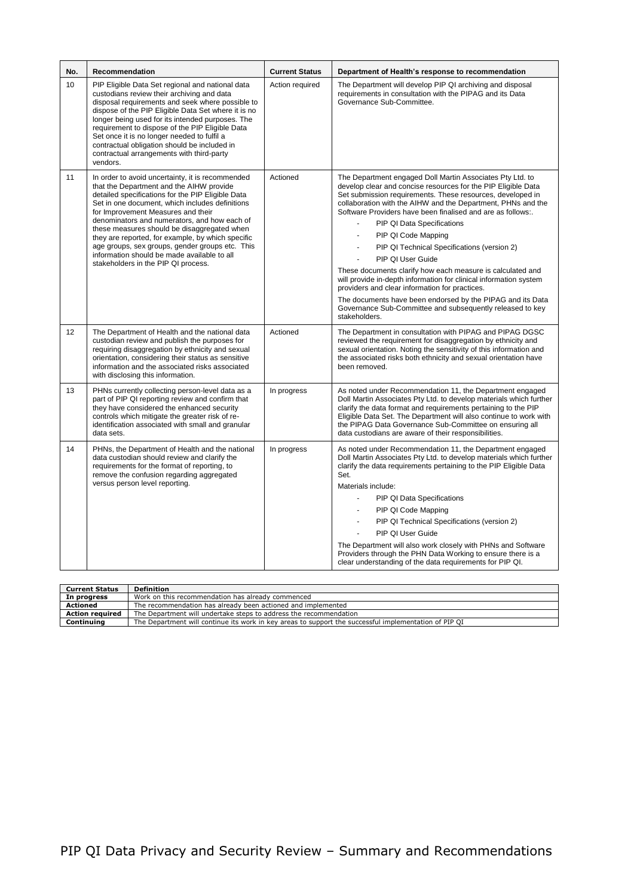| No. | Recommendation | Current Status | Department of Health's response to recommendation |
|---|---|---|---|
| 10 | PIP Eligible Data Set regional and national data custodians review their archiving and data disposal requirements and seek where possible to dispose of the PIP Eligible Data Set where it is no longer being used for its intended purposes. The requirement to dispose of the PIP Eligible Data Set once it is no longer needed to fulfil a contractual obligation should be included in contractual arrangements with third-party vendors. | Action required | The Department will develop PIP QI archiving and disposal requirements in consultation with the PIPAG and its Data Governance Sub-Committee. |
| 11 | In order to avoid uncertainty, it is recommended that the Department and the AIHW provide detailed specifications for the PIP Eligible Data Set in one document, which includes definitions for Improvement Measures and their denominators and numerators, and how each of these measures should be disaggregated when they are reported, for example, by which specific age groups, sex groups, gender groups etc. This information should be made available to all stakeholders in the PIP QI process. | Actioned | The Department engaged Doll Martin Associates Pty Ltd. to develop clear and concise resources for the PIP Eligible Data Set submission requirements. These resources, developed in collaboration with the AIHW and the Department, PHNs and the Software Providers have been finalised and are as follows:.<br>- PIP QI Data Specifications<br>- PIP QI Code Mapping<br>- PIP QI Technical Specifications (version 2)<br>- PIP QI User Guide<br><br>These documents clarify how each measure is calculated and will provide in-depth information for clinical information system providers and clear information for practices.<br><br>The documents have been endorsed by the PIPAG and its Data Governance Sub-Committee and subsequently released to key stakeholders. |
| 12 | The Department of Health and the national data custodian review and publish the purposes for requiring disaggregation by ethnicity and sexual orientation, considering their status as sensitive information and the associated risks associated with disclosing this information. | Actioned | The Department in consultation with PIPAG and PIPAG DGSC reviewed the requirement for disaggregation by ethnicity and sexual orientation. Noting the sensitivity of this information and the associated risks both ethnicity and sexual orientation have been removed. |
| 13 | PHNs currently collecting person-level data as a part of PIP QI reporting review and confirm that they have considered the enhanced security controls which mitigate the greater risk of re-identification associated with small and granular data sets. | In progress | As noted under Recommendation 11, the Department engaged Doll Martin Associates Pty Ltd. to develop materials which further clarify the data format and requirements pertaining to the PIP Eligible Data Set. The Department will also continue to work with the PIPAG Data Governance Sub-Committee on ensuring all data custodians are aware of their responsibilities. |
| 14 | PHNs, the Department of Health and the national data custodian should review and clarify the requirements for the format of reporting, to remove the confusion regarding aggregated versus person level reporting. | In progress | As noted under Recommendation 11, the Department engaged Doll Martin Associates Pty Ltd. to develop materials which further clarify the data requirements pertaining to the PIP Eligible Data Set.<br><br>Materials include:<br>- PIP QI Data Specifications<br>- PIP QI Code Mapping<br>- PIP QI Technical Specifications (version 2)<br>- PIP QI User Guide<br><br>The Department will also work closely with PHNs and Software Providers through the PHN Data Working to ensure there is a clear understanding of the data requirements for PIP QI. |

| Current Status | Definition |
|---|---|
| **In progress** | Work on this recommendation has already commenced |
| **Actioned** | The recommendation has already been actioned and implemented |
| **Action required** | The Department will undertake steps to address the recommendation |
| **Continuing** | The Department will continue its work in key areas to support the successful implementation of PIP QI |